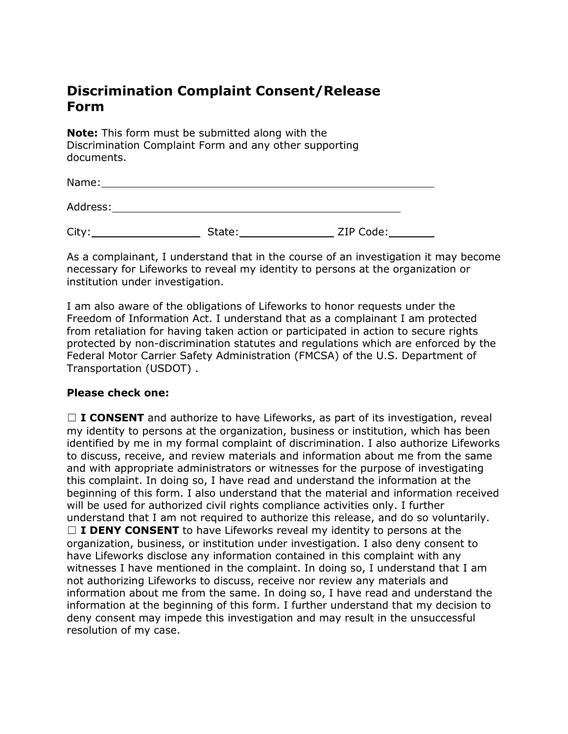# Discrimination Complaint Consent/Release Form

**Note:** This form must be submitted along with the Discrimination Complaint Form and any other supporting documents.

Name: ______________________________________________

Address: ___________________________________________

City: _______________ State: _____________ ZIP Code: _______

As a complainant, I understand that in the course of an investigation it may become necessary for Lifeworks to reveal my identity to persons at the organization or institution under investigation.

I am also aware of the obligations of Lifeworks to honor requests under the Freedom of Information Act. I understand that as a complainant I am protected from retaliation for having taken action or participated in action to secure rights protected by non-discrimination statutes and regulations which are enforced by the Federal Motor Carrier Safety Administration (FMCSA) of the U.S. Department of Transportation (USDOT) .

**Please check one:**

☐ **I CONSENT** and authorize to have Lifeworks, as part of its investigation, reveal my identity to persons at the organization, business or institution, which has been identified by me in my formal complaint of discrimination. I also authorize Lifeworks to discuss, receive, and review materials and information about me from the same and with appropriate administrators or witnesses for the purpose of investigating this complaint. In doing so, I have read and understand the information at the beginning of this form. I also understand that the material and information received will be used for authorized civil rights compliance activities only. I further understand that I am not required to authorize this release, and do so voluntarily.

☐ **I DENY CONSENT** to have Lifeworks reveal my identity to persons at the organization, business, or institution under investigation. I also deny consent to have Lifeworks disclose any information contained in this complaint with any witnesses I have mentioned in the complaint. In doing so, I understand that I am not authorizing Lifeworks to discuss, receive nor review any materials and information about me from the same. In doing so, I have read and understand the information at the beginning of this form. I further understand that my decision to deny consent may impede this investigation and may result in the unsuccessful resolution of my case.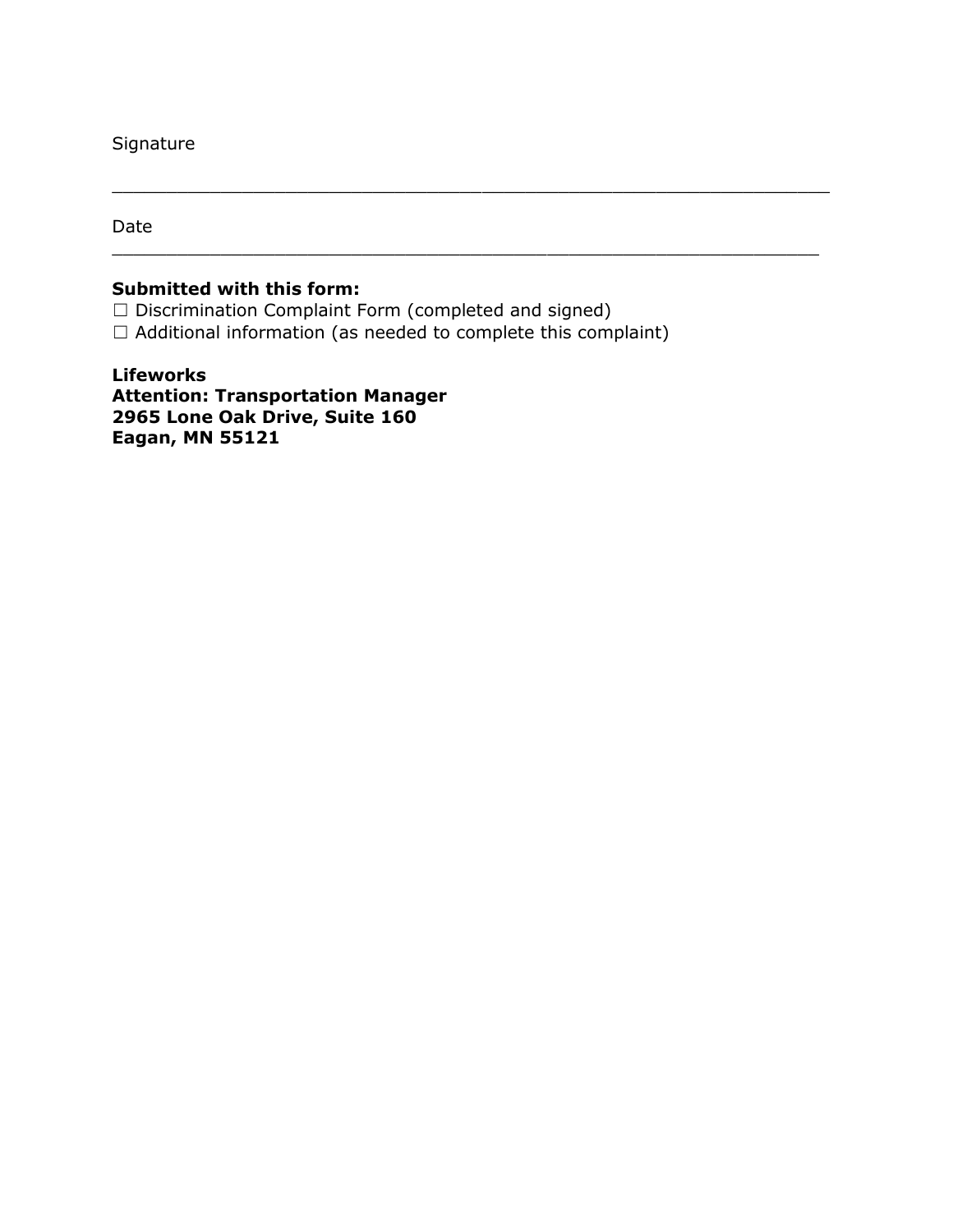Signature

\_\_\_\_\_\_\_\_\_\_\_\_\_\_\_\_\_\_\_\_\_\_\_\_\_\_\_\_\_\_\_\_\_\_\_\_\_\_\_\_\_\_\_\_\_\_\_\_\_\_\_\_\_\_\_\_\_\_\_\_\_\_

Date

\_\_\_\_\_\_\_\_\_\_\_\_\_\_\_\_\_\_\_\_\_\_\_\_\_\_\_\_\_\_\_\_\_\_\_\_\_\_\_\_\_\_\_\_\_\_\_\_\_\_\_\_\_\_\_\_\_\_\_\_\_

**Submitted with this form:**

☐ Discrimination Complaint Form (completed and signed)

☐ Additional information (as needed to complete this complaint)

**Lifeworks**
**Attention: Transportation Manager**
**2965 Lone Oak Drive, Suite 160**
**Eagan, MN 55121**